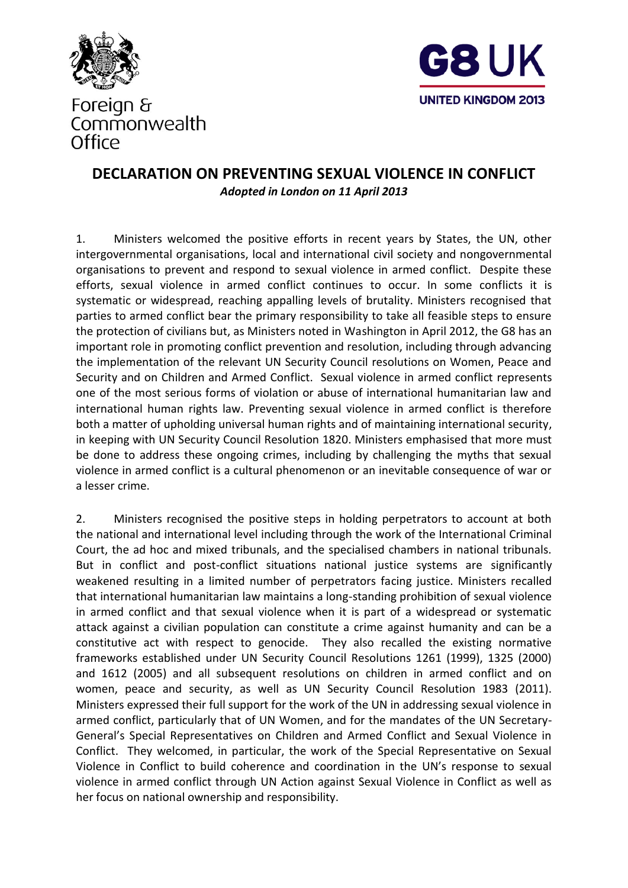Foreign & Commonwealth Office

G8 UK
UNITED KINGDOM 2013

# DECLARATION ON PREVENTING SEXUAL VIOLENCE IN CONFLICT

***Adopted in London on 11 April 2013***

1. Ministers welcomed the positive efforts in recent years by States, the UN, other intergovernmental organisations, local and international civil society and nongovernmental organisations to prevent and respond to sexual violence in armed conflict. Despite these efforts, sexual violence in armed conflict continues to occur. In some conflicts it is systematic or widespread, reaching appalling levels of brutality. Ministers recognised that parties to armed conflict bear the primary responsibility to take all feasible steps to ensure the protection of civilians but, as Ministers noted in Washington in April 2012, the G8 has an important role in promoting conflict prevention and resolution, including through advancing the implementation of the relevant UN Security Council resolutions on Women, Peace and Security and on Children and Armed Conflict. Sexual violence in armed conflict represents one of the most serious forms of violation or abuse of international humanitarian law and international human rights law. Preventing sexual violence in armed conflict is therefore both a matter of upholding universal human rights and of maintaining international security, in keeping with UN Security Council Resolution 1820. Ministers emphasised that more must be done to address these ongoing crimes, including by challenging the myths that sexual violence in armed conflict is a cultural phenomenon or an inevitable consequence of war or a lesser crime.

2. Ministers recognised the positive steps in holding perpetrators to account at both the national and international level including through the work of the International Criminal Court, the ad hoc and mixed tribunals, and the specialised chambers in national tribunals. But in conflict and post-conflict situations national justice systems are significantly weakened resulting in a limited number of perpetrators facing justice. Ministers recalled that international humanitarian law maintains a long-standing prohibition of sexual violence in armed conflict and that sexual violence when it is part of a widespread or systematic attack against a civilian population can constitute a crime against humanity and can be a constitutive act with respect to genocide. They also recalled the existing normative frameworks established under UN Security Council Resolutions 1261 (1999), 1325 (2000) and 1612 (2005) and all subsequent resolutions on children in armed conflict and on women, peace and security, as well as UN Security Council Resolution 1983 (2011). Ministers expressed their full support for the work of the UN in addressing sexual violence in armed conflict, particularly that of UN Women, and for the mandates of the UN Secretary-General's Special Representatives on Children and Armed Conflict and Sexual Violence in Conflict. They welcomed, in particular, the work of the Special Representative on Sexual Violence in Conflict to build coherence and coordination in the UN's response to sexual violence in armed conflict through UN Action against Sexual Violence in Conflict as well as her focus on national ownership and responsibility.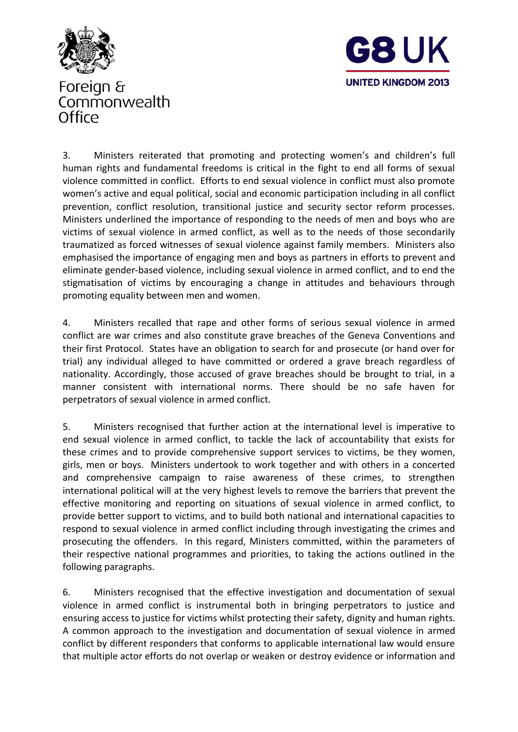3. Ministers reiterated that promoting and protecting women's and children's full human rights and fundamental freedoms is critical in the fight to end all forms of sexual violence committed in conflict. Efforts to end sexual violence in conflict must also promote women's active and equal political, social and economic participation including in all conflict prevention, conflict resolution, transitional justice and security sector reform processes. Ministers underlined the importance of responding to the needs of men and boys who are victims of sexual violence in armed conflict, as well as to the needs of those secondarily traumatized as forced witnesses of sexual violence against family members. Ministers also emphasised the importance of engaging men and boys as partners in efforts to prevent and eliminate gender-based violence, including sexual violence in armed conflict, and to end the stigmatisation of victims by encouraging a change in attitudes and behaviours through promoting equality between men and women.

4. Ministers recalled that rape and other forms of serious sexual violence in armed conflict are war crimes and also constitute grave breaches of the Geneva Conventions and their first Protocol. States have an obligation to search for and prosecute (or hand over for trial) any individual alleged to have committed or ordered a grave breach regardless of nationality. Accordingly, those accused of grave breaches should be brought to trial, in a manner consistent with international norms. There should be no safe haven for perpetrators of sexual violence in armed conflict.

5. Ministers recognised that further action at the international level is imperative to end sexual violence in armed conflict, to tackle the lack of accountability that exists for these crimes and to provide comprehensive support services to victims, be they women, girls, men or boys. Ministers undertook to work together and with others in a concerted and comprehensive campaign to raise awareness of these crimes, to strengthen international political will at the very highest levels to remove the barriers that prevent the effective monitoring and reporting on situations of sexual violence in armed conflict, to provide better support to victims, and to build both national and international capacities to respond to sexual violence in armed conflict including through investigating the crimes and prosecuting the offenders. In this regard, Ministers committed, within the parameters of their respective national programmes and priorities, to taking the actions outlined in the following paragraphs.

6. Ministers recognised that the effective investigation and documentation of sexual violence in armed conflict is instrumental both in bringing perpetrators to justice and ensuring access to justice for victims whilst protecting their safety, dignity and human rights. A common approach to the investigation and documentation of sexual violence in armed conflict by different responders that conforms to applicable international law would ensure that multiple actor efforts do not overlap or weaken or destroy evidence or information and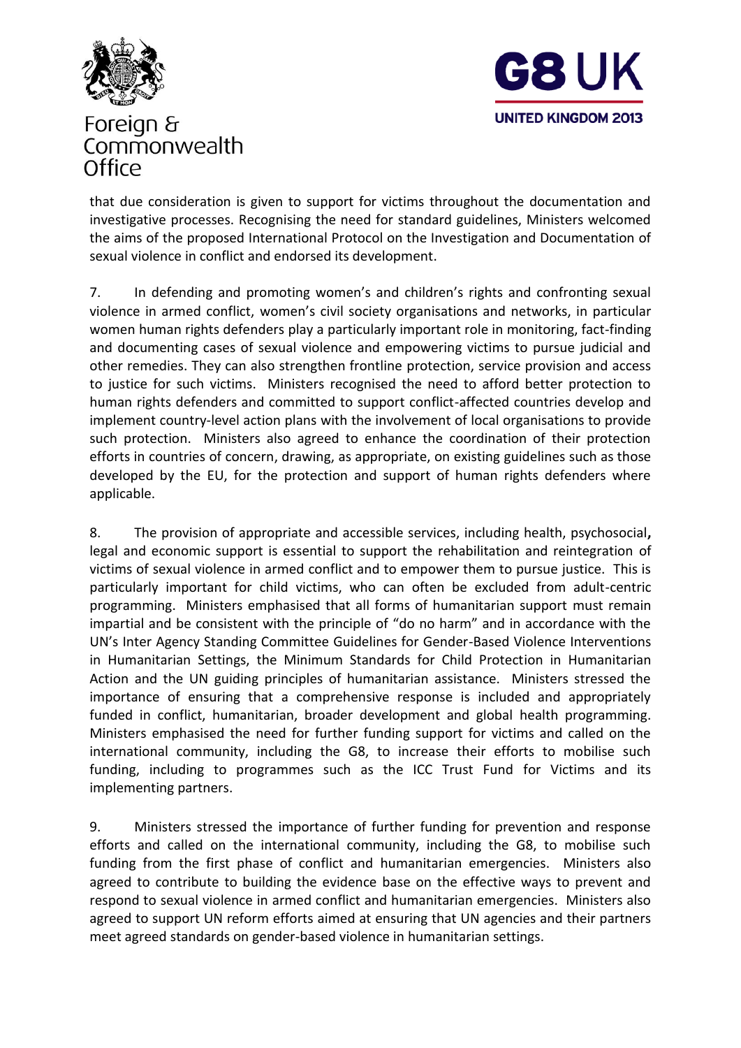that due consideration is given to support for victims throughout the documentation and investigative processes. Recognising the need for standard guidelines, Ministers welcomed the aims of the proposed International Protocol on the Investigation and Documentation of sexual violence in conflict and endorsed its development.

7. In defending and promoting women's and children's rights and confronting sexual violence in armed conflict, women's civil society organisations and networks, in particular women human rights defenders play a particularly important role in monitoring, fact-finding and documenting cases of sexual violence and empowering victims to pursue judicial and other remedies. They can also strengthen frontline protection, service provision and access to justice for such victims. Ministers recognised the need to afford better protection to human rights defenders and committed to support conflict-affected countries develop and implement country-level action plans with the involvement of local organisations to provide such protection. Ministers also agreed to enhance the coordination of their protection efforts in countries of concern, drawing, as appropriate, on existing guidelines such as those developed by the EU, for the protection and support of human rights defenders where applicable.

8. The provision of appropriate and accessible services, including health, psychosocial**,** legal and economic support is essential to support the rehabilitation and reintegration of victims of sexual violence in armed conflict and to empower them to pursue justice. This is particularly important for child victims, who can often be excluded from adult-centric programming. Ministers emphasised that all forms of humanitarian support must remain impartial and be consistent with the principle of "do no harm" and in accordance with the UN's Inter Agency Standing Committee Guidelines for Gender-Based Violence Interventions in Humanitarian Settings, the Minimum Standards for Child Protection in Humanitarian Action and the UN guiding principles of humanitarian assistance. Ministers stressed the importance of ensuring that a comprehensive response is included and appropriately funded in conflict, humanitarian, broader development and global health programming. Ministers emphasised the need for further funding support for victims and called on the international community, including the G8, to increase their efforts to mobilise such funding, including to programmes such as the ICC Trust Fund for Victims and its implementing partners.

9. Ministers stressed the importance of further funding for prevention and response efforts and called on the international community, including the G8, to mobilise such funding from the first phase of conflict and humanitarian emergencies. Ministers also agreed to contribute to building the evidence base on the effective ways to prevent and respond to sexual violence in armed conflict and humanitarian emergencies. Ministers also agreed to support UN reform efforts aimed at ensuring that UN agencies and their partners meet agreed standards on gender-based violence in humanitarian settings.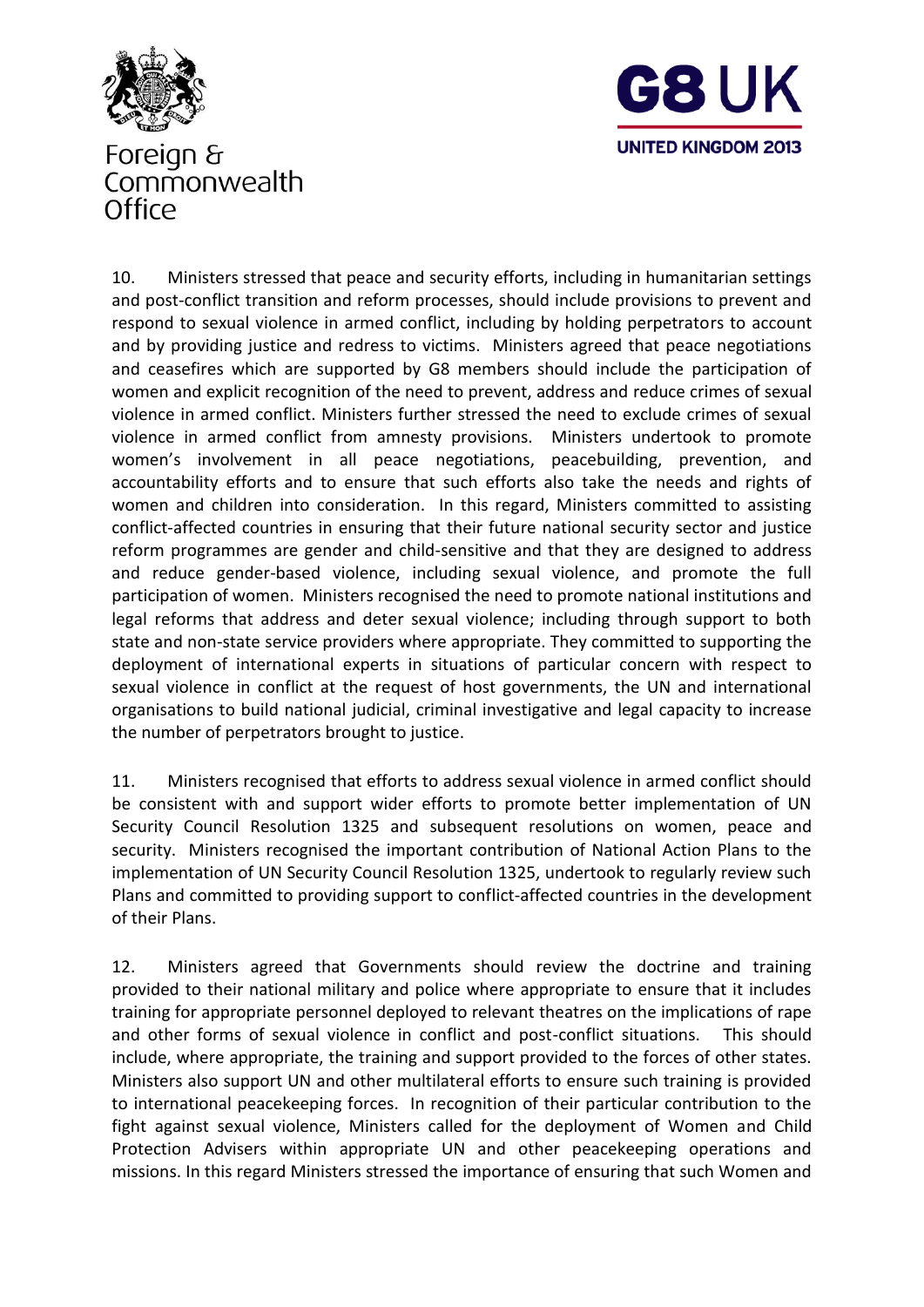10. Ministers stressed that peace and security efforts, including in humanitarian settings and post-conflict transition and reform processes, should include provisions to prevent and respond to sexual violence in armed conflict, including by holding perpetrators to account and by providing justice and redress to victims. Ministers agreed that peace negotiations and ceasefires which are supported by G8 members should include the participation of women and explicit recognition of the need to prevent, address and reduce crimes of sexual violence in armed conflict. Ministers further stressed the need to exclude crimes of sexual violence in armed conflict from amnesty provisions. Ministers undertook to promote women's involvement in all peace negotiations, peacebuilding, prevention, and accountability efforts and to ensure that such efforts also take the needs and rights of women and children into consideration. In this regard, Ministers committed to assisting conflict-affected countries in ensuring that their future national security sector and justice reform programmes are gender and child-sensitive and that they are designed to address and reduce gender-based violence, including sexual violence, and promote the full participation of women. Ministers recognised the need to promote national institutions and legal reforms that address and deter sexual violence; including through support to both state and non-state service providers where appropriate. They committed to supporting the deployment of international experts in situations of particular concern with respect to sexual violence in conflict at the request of host governments, the UN and international organisations to build national judicial, criminal investigative and legal capacity to increase the number of perpetrators brought to justice.

11. Ministers recognised that efforts to address sexual violence in armed conflict should be consistent with and support wider efforts to promote better implementation of UN Security Council Resolution 1325 and subsequent resolutions on women, peace and security. Ministers recognised the important contribution of National Action Plans to the implementation of UN Security Council Resolution 1325, undertook to regularly review such Plans and committed to providing support to conflict-affected countries in the development of their Plans.

12. Ministers agreed that Governments should review the doctrine and training provided to their national military and police where appropriate to ensure that it includes training for appropriate personnel deployed to relevant theatres on the implications of rape and other forms of sexual violence in conflict and post-conflict situations. This should include, where appropriate, the training and support provided to the forces of other states. Ministers also support UN and other multilateral efforts to ensure such training is provided to international peacekeeping forces. In recognition of their particular contribution to the fight against sexual violence, Ministers called for the deployment of Women and Child Protection Advisers within appropriate UN and other peacekeeping operations and missions. In this regard Ministers stressed the importance of ensuring that such Women and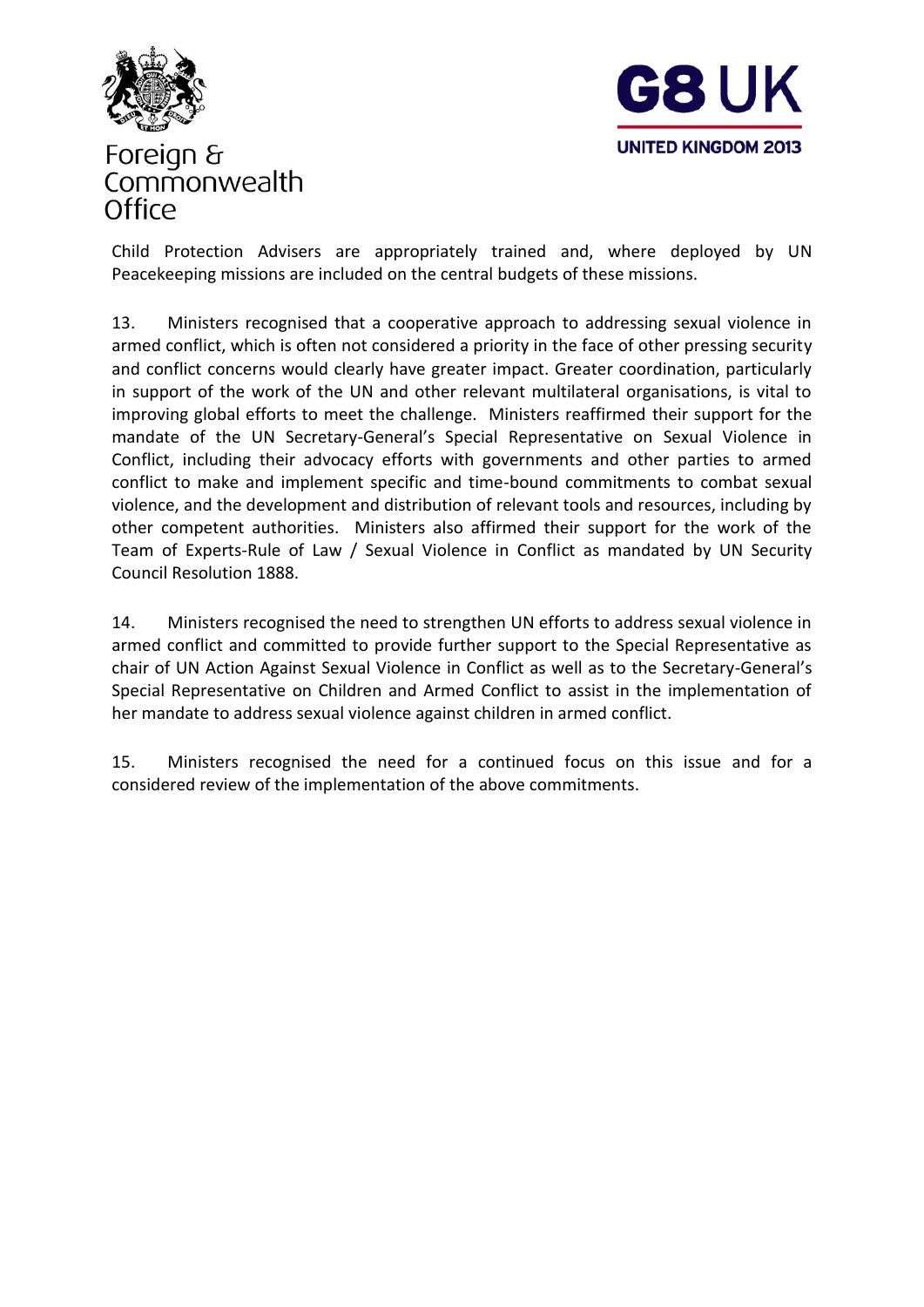Child Protection Advisers are appropriately trained and, where deployed by UN Peacekeeping missions are included on the central budgets of these missions.

13. Ministers recognised that a cooperative approach to addressing sexual violence in armed conflict, which is often not considered a priority in the face of other pressing security and conflict concerns would clearly have greater impact. Greater coordination, particularly in support of the work of the UN and other relevant multilateral organisations, is vital to improving global efforts to meet the challenge. Ministers reaffirmed their support for the mandate of the UN Secretary-General's Special Representative on Sexual Violence in Conflict, including their advocacy efforts with governments and other parties to armed conflict to make and implement specific and time-bound commitments to combat sexual violence, and the development and distribution of relevant tools and resources, including by other competent authorities. Ministers also affirmed their support for the work of the Team of Experts-Rule of Law / Sexual Violence in Conflict as mandated by UN Security Council Resolution 1888.

14. Ministers recognised the need to strengthen UN efforts to address sexual violence in armed conflict and committed to provide further support to the Special Representative as chair of UN Action Against Sexual Violence in Conflict as well as to the Secretary-General's Special Representative on Children and Armed Conflict to assist in the implementation of her mandate to address sexual violence against children in armed conflict.

15. Ministers recognised the need for a continued focus on this issue and for a considered review of the implementation of the above commitments.